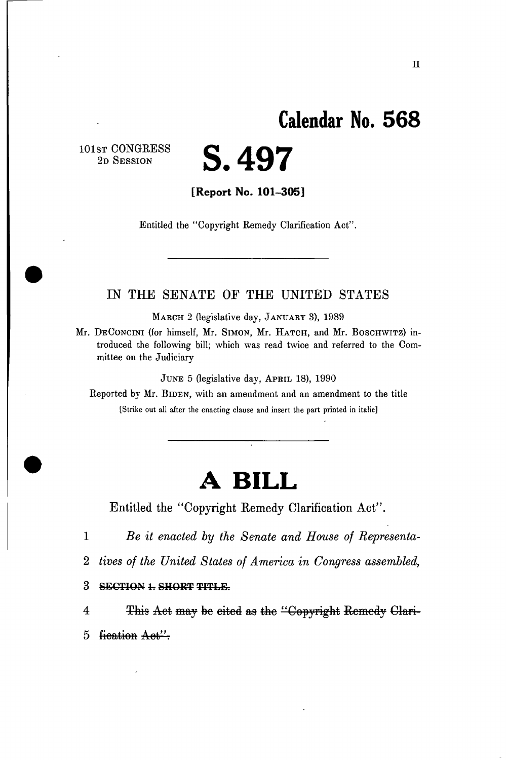II

# Calendar No. 568

101ST CONGRESS
2D SESSION

# S. 497

**[Report No. 101–305]**

Entitled the "Copyright Remedy Clarification Act".

---

IN THE SENATE OF THE UNITED STATES

MARCH 2 (legislative day, JANUARY 3), 1989

Mr. DECONCINI (for himself, Mr. SIMON, Mr. HATCH, and Mr. BOSCHWITZ) introduced the following bill; which was read twice and referred to the Committee on the Judiciary

JUNE 5 (legislative day, APRIL 18), 1990

Reported by Mr. BIDEN, with an amendment and an amendment to the title

[Strike out all after the enacting clause and insert the part printed in italic]

---

# A BILL

Entitled the "Copyright Remedy Clarification Act".

1 *Be it enacted by the Senate and House of Representa-*

2 *tives of the United States of America in Congress assembled,*

3 ~~**SECTION 1. SHORT TITLE.**~~

4 ~~This Act may be cited as the "Copyright Remedy Clari-~~

5 ~~fication Act".~~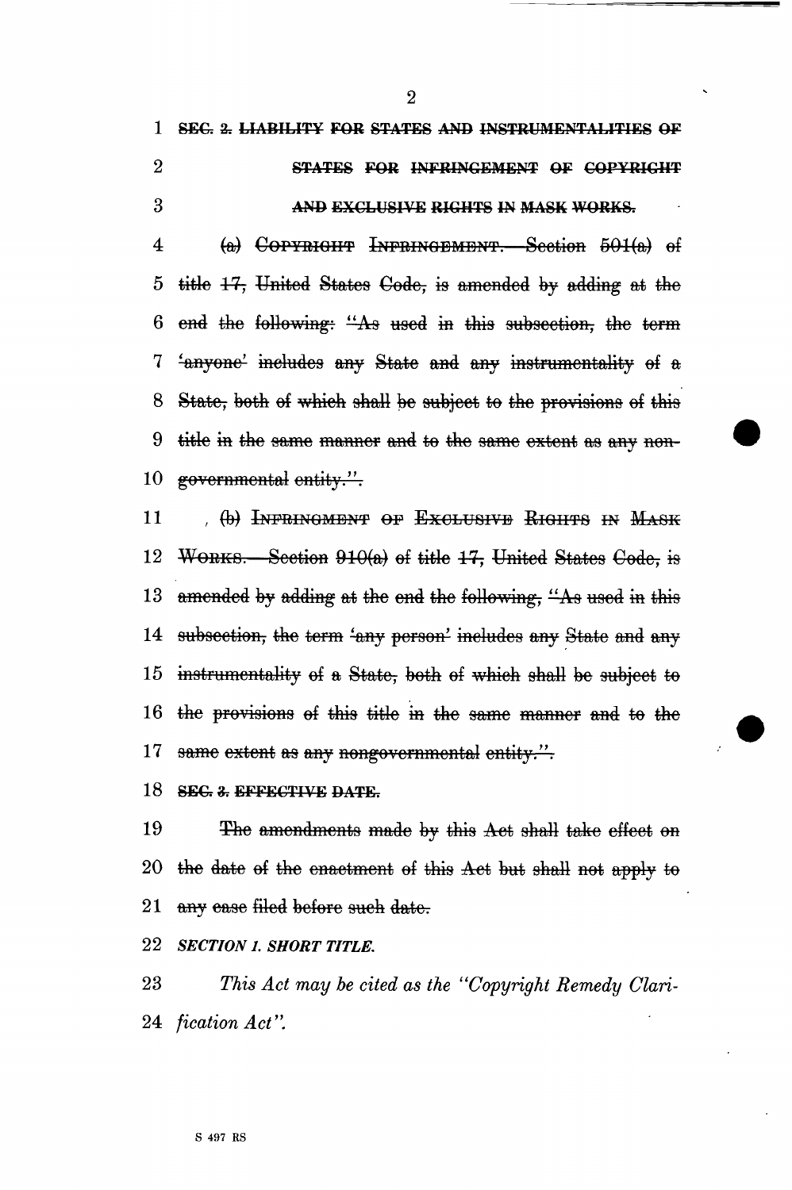~~**SEC. 2. LIABILITY FOR STATES AND INSTRUMENTALITIES OF STATES FOR INFRINGEMENT OF COPYRIGHT AND EXCLUSIVE RIGHTS IN MASK WORKS.**~~

~~(a) COPYRIGHT INFRINGEMENT.—Section 501(a) of title 17, United States Code, is amended by adding at the end the following: "As used in this subsection, the term 'anyone' includes any State and any instrumentality of a State, both of which shall be subject to the provisions of this title in the same manner and to the same extent as any nongovernmental entity.".~~

~~(b) INFRINGMENT OF EXCLUSIVE RIGHTS IN MASK WORKS.—Section 910(a) of title 17, United States Code, is amended by adding at the end the following, "As used in this subsection, the term 'any person' includes any State and any instrumentality of a State, both of which shall be subject to the provisions of this title in the same manner and to the same extent as any nongovernmental entity.".~~

~~**SEC. 3. EFFECTIVE DATE.**~~

~~The amendments made by this Act shall take effect on the date of the enactment of this Act but shall not apply to any case filed before such date.~~

***SECTION 1. SHORT TITLE.***

*This Act may be cited as the "Copyright Remedy Clarification Act".*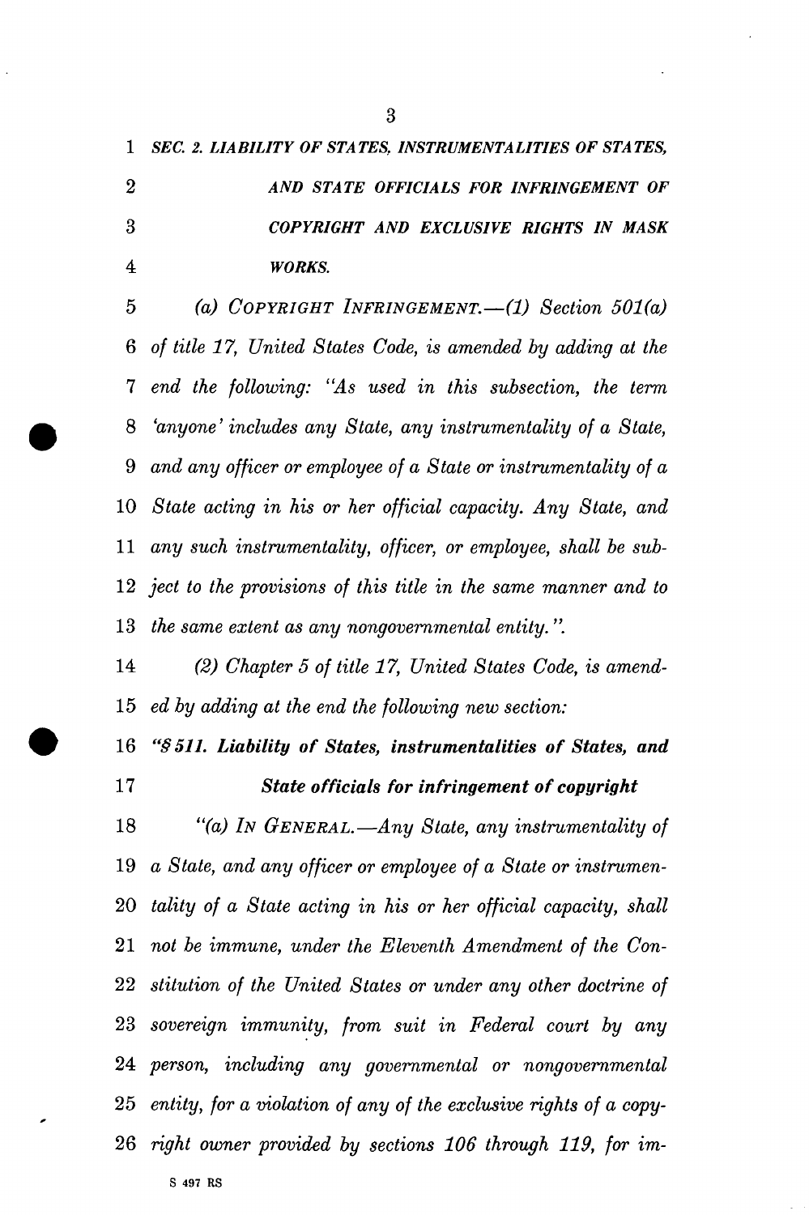*SEC. 2. LIABILITY OF STATES, INSTRUMENTALITIES OF STATES, AND STATE OFFICIALS FOR INFRINGEMENT OF COPYRIGHT AND EXCLUSIVE RIGHTS IN MASK WORKS.*

*(a) COPYRIGHT INFRINGEMENT.—(1) Section 501(a) of title 17, United States Code, is amended by adding at the end the following: "As used in this subsection, the term 'anyone' includes any State, any instrumentality of a State, and any officer or employee of a State or instrumentality of a State acting in his or her official capacity. Any State, and any such instrumentality, officer, or employee, shall be subject to the provisions of this title in the same manner and to the same extent as any nongovernmental entity.".*

*(2) Chapter 5 of title 17, United States Code, is amended by adding at the end the following new section:*

***"§ 511. Liability of States, instrumentalities of States, and State officials for infringement of copyright***

*"(a) IN GENERAL.—Any State, any instrumentality of a State, and any officer or employee of a State or instrumentality of a State acting in his or her official capacity, shall not be immune, under the Eleventh Amendment of the Constitution of the United States or under any other doctrine of sovereign immunity, from suit in Federal court by any person, including any governmental or nongovernmental entity, for a violation of any of the exclusive rights of a copyright owner provided by sections 106 through 119, for im-*

S 497 RS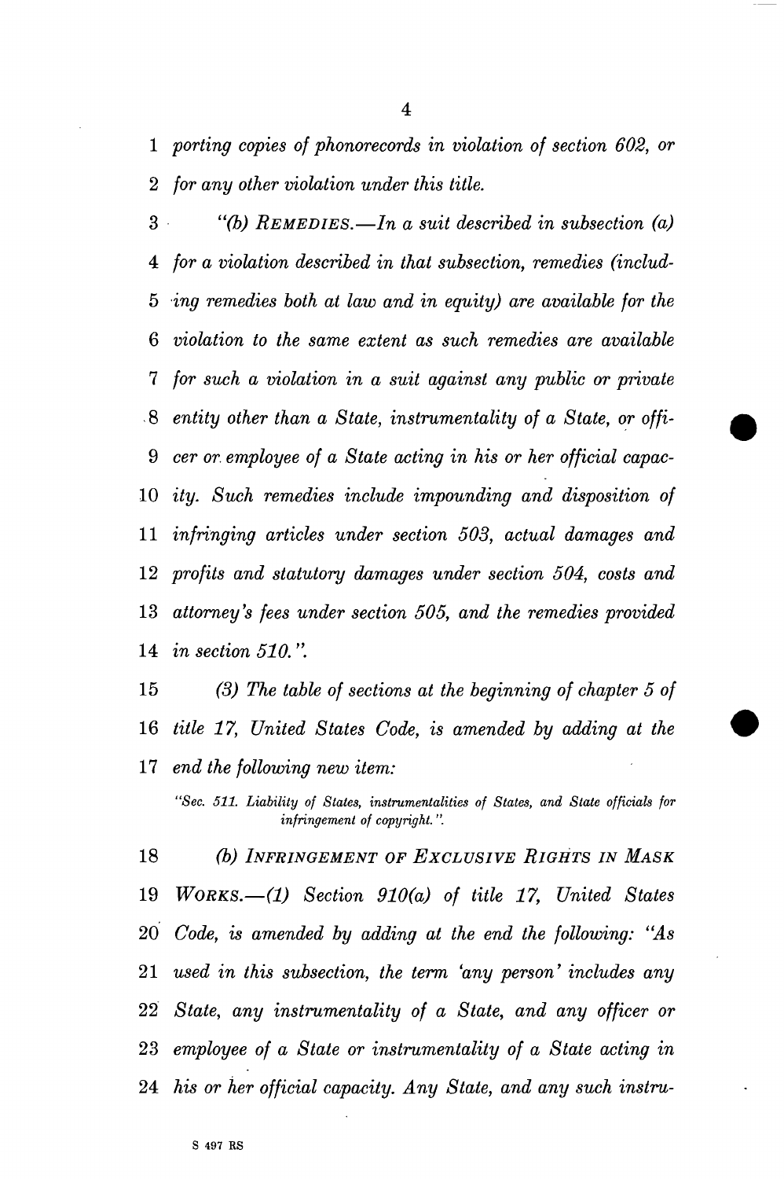*porting copies of phonorecords in violation of section 602, or for any other violation under this title.*

*"(b) REMEDIES.—In a suit described in subsection (a) for a violation described in that subsection, remedies (including remedies both at law and in equity) are available for the violation to the same extent as such remedies are available for such a violation in a suit against any public or private entity other than a State, instrumentality of a State, or officer or employee of a State acting in his or her official capacity. Such remedies include impounding and disposition of infringing articles under section 503, actual damages and profits and statutory damages under section 504, costs and attorney's fees under section 505, and the remedies provided in section 510.".*

*(3) The table of sections at the beginning of chapter 5 of title 17, United States Code, is amended by adding at the end the following new item:*

*"Sec. 511. Liability of States, instrumentalities of States, and State officials for infringement of copyright.".*

*(b) INFRINGEMENT OF EXCLUSIVE RIGHTS IN MASK WORKS.—(1) Section 910(a) of title 17, United States Code, is amended by adding at the end the following: "As used in this subsection, the term 'any person' includes any State, any instrumentality of a State, and any officer or employee of a State or instrumentality of a State acting in his or her official capacity. Any State, and any such instru-*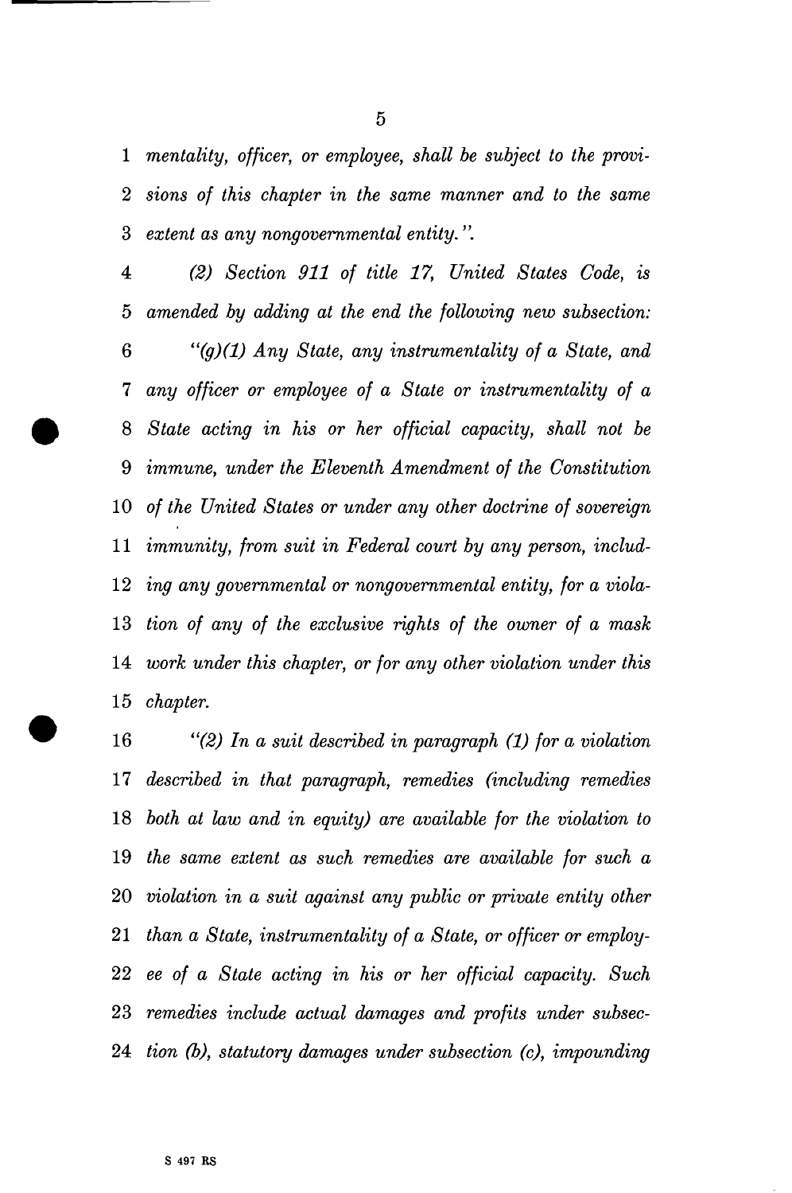*mentality, officer, or employee, shall be subject to the provisions of this chapter in the same manner and to the same extent as any nongovernmental entity.".*

*(2) Section 911 of title 17, United States Code, is amended by adding at the end the following new subsection:*

*"(g)(1) Any State, any instrumentality of a State, and any officer or employee of a State or instrumentality of a State acting in his or her official capacity, shall not be immune, under the Eleventh Amendment of the Constitution of the United States or under any other doctrine of sovereign immunity, from suit in Federal court by any person, including any governmental or nongovernmental entity, for a violation of any of the exclusive rights of the owner of a mask work under this chapter, or for any other violation under this chapter.*

*"(2) In a suit described in paragraph (1) for a violation described in that paragraph, remedies (including remedies both at law and in equity) are available for the violation to the same extent as such remedies are available for such a violation in a suit against any public or private entity other than a State, instrumentality of a State, or officer or employee of a State acting in his or her official capacity. Such remedies include actual damages and profits under subsection (b), statutory damages under subsection (c), impounding*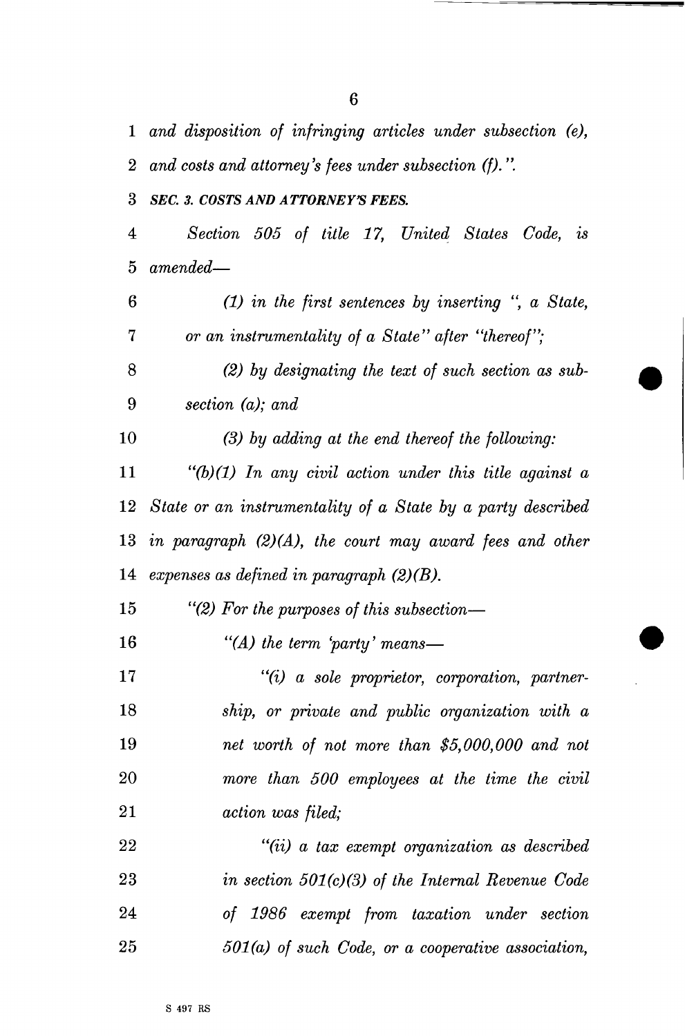*and disposition of infringing articles under subsection (e), and costs and attorney's fees under subsection (f).".*

***SEC. 3. COSTS AND ATTORNEY'S FEES.***

*Section 505 of title 17, United States Code, is amended—*

*(1) in the first sentences by inserting ", a State, or an instrumentality of a State" after "thereof";*

*(2) by designating the text of such section as subsection (a); and*

*(3) by adding at the end thereof the following:*

*"(b)(1) In any civil action under this title against a State or an instrumentality of a State by a party described in paragraph (2)(A), the court may award fees and other expenses as defined in paragraph (2)(B).*

*"(2) For the purposes of this subsection—*

*"(A) the term 'party' means—*

*"(i) a sole proprietor, corporation, partnership, or private and public organization with a net worth of not more than $5,000,000 and not more than 500 employees at the time the civil action was filed;*

*"(ii) a tax exempt organization as described in section 501(c)(3) of the Internal Revenue Code of 1986 exempt from taxation under section 501(a) of such Code, or a cooperative association,*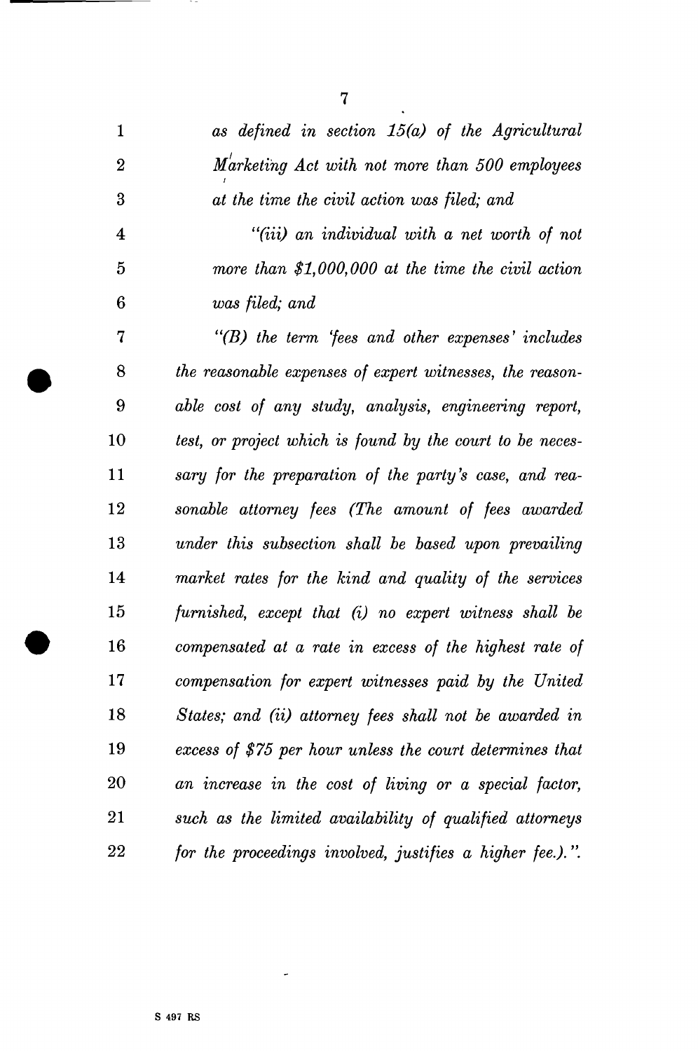*as defined in section 15(a) of the Agricultural Marketing Act with not more than 500 employees at the time the civil action was filed; and*

*"(iii) an individual with a net worth of not more than $1,000,000 at the time the civil action was filed; and*

*"(B) the term 'fees and other expenses' includes the reasonable expenses of expert witnesses, the reasonable cost of any study, analysis, engineering report, test, or project which is found by the court to be necessary for the preparation of the party's case, and reasonable attorney fees (The amount of fees awarded under this subsection shall be based upon prevailing market rates for the kind and quality of the services furnished, except that (i) no expert witness shall be compensated at a rate in excess of the highest rate of compensation for expert witnesses paid by the United States; and (ii) attorney fees shall not be awarded in excess of $75 per hour unless the court determines that an increase in the cost of living or a special factor, such as the limited availability of qualified attorneys for the proceedings involved, justifies a higher fee.).".*

S 497 RS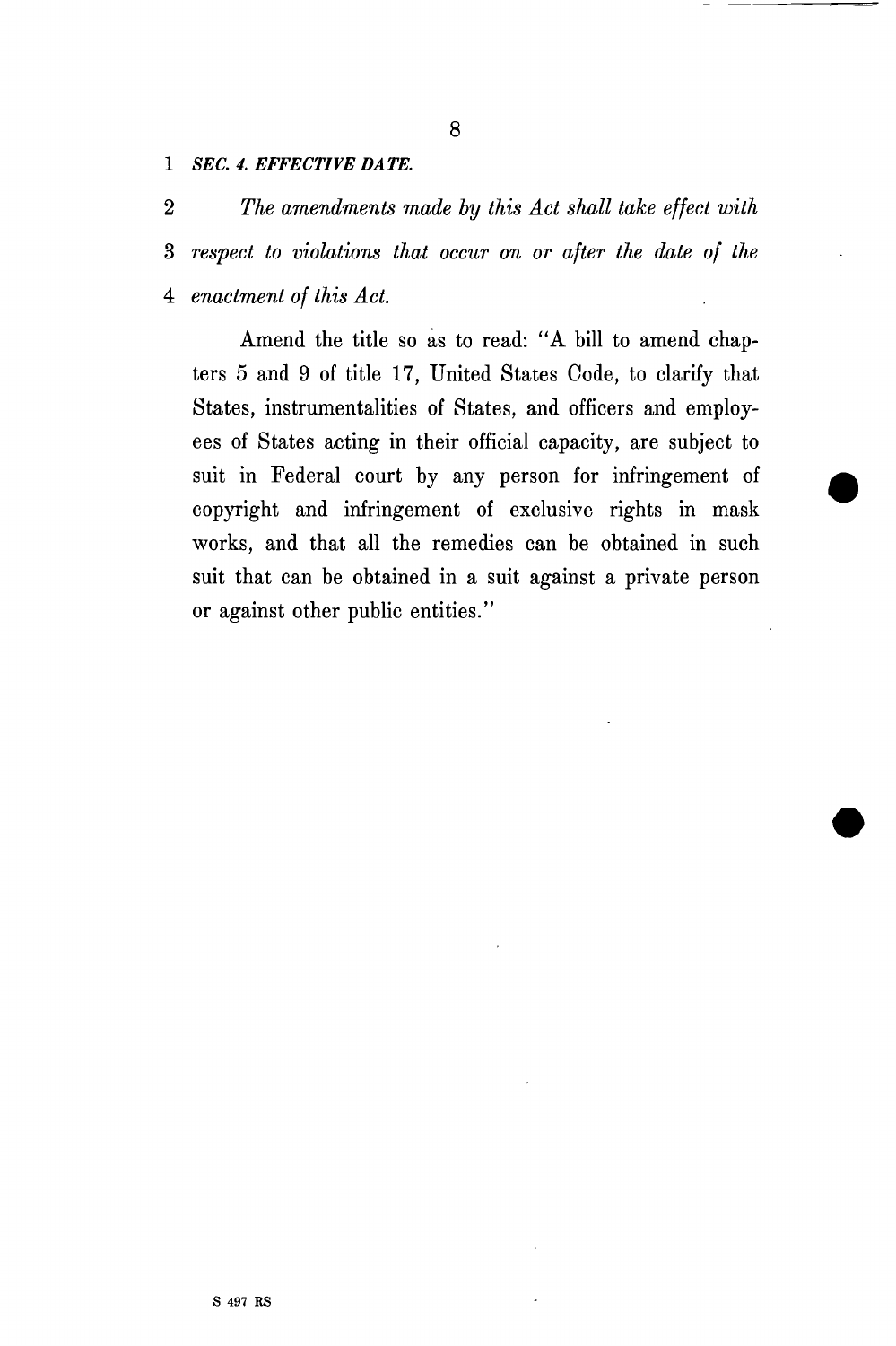*SEC. 4. EFFECTIVE DATE.*

*The amendments made by this Act shall take effect with respect to violations that occur on or after the date of the enactment of this Act.*

Amend the title so as to read: "A bill to amend chapters 5 and 9 of title 17, United States Code, to clarify that States, instrumentalities of States, and officers and employees of States acting in their official capacity, are subject to suit in Federal court by any person for infringement of copyright and infringement of exclusive rights in mask works, and that all the remedies can be obtained in such suit that can be obtained in a suit against a private person or against other public entities."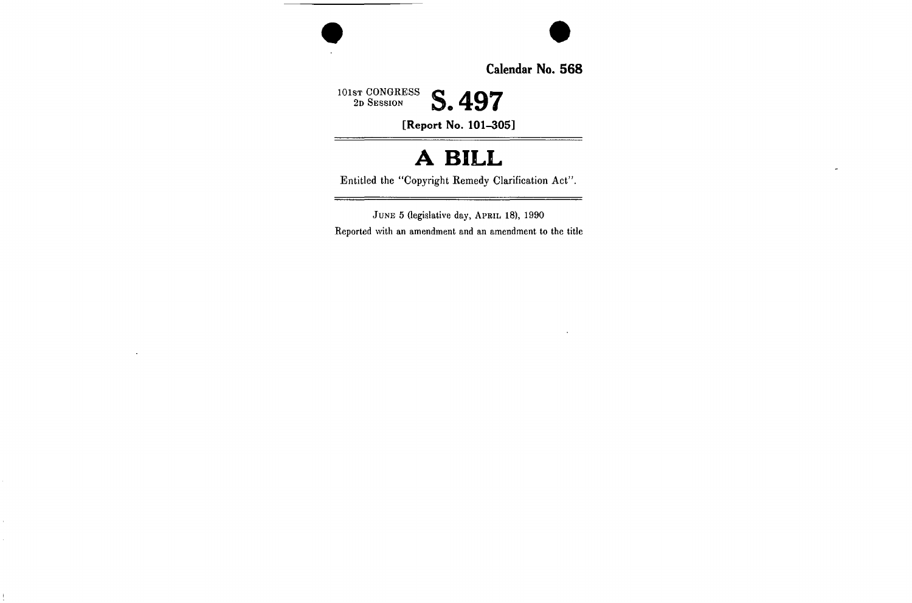Calendar No. 568

101ST CONGRESS
2D SESSION

# S. 497

[Report No. 101–305]

# A BILL

Entitled the "Copyright Remedy Clarification Act".

JUNE 5 (legislative day, APRIL 18), 1990

Reported with an amendment and an amendment to the title